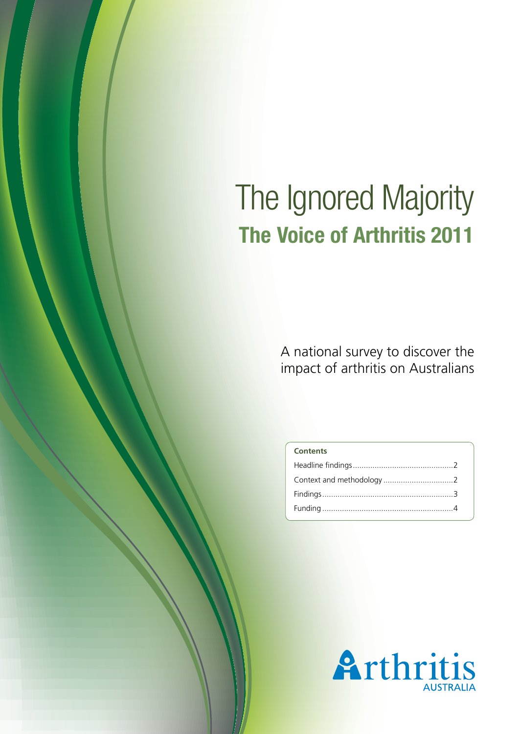# The Ignored Majority

## The Voice of Arthritis 2011

A national survey to discover the impact of arthritis on Australians

**Contents**

| | |
|---|---|
| Headline findings | 2 |
| Context and methodology | 2 |
| Findings | 3 |
| Funding | 4 |

Arthritis AUSTRALIA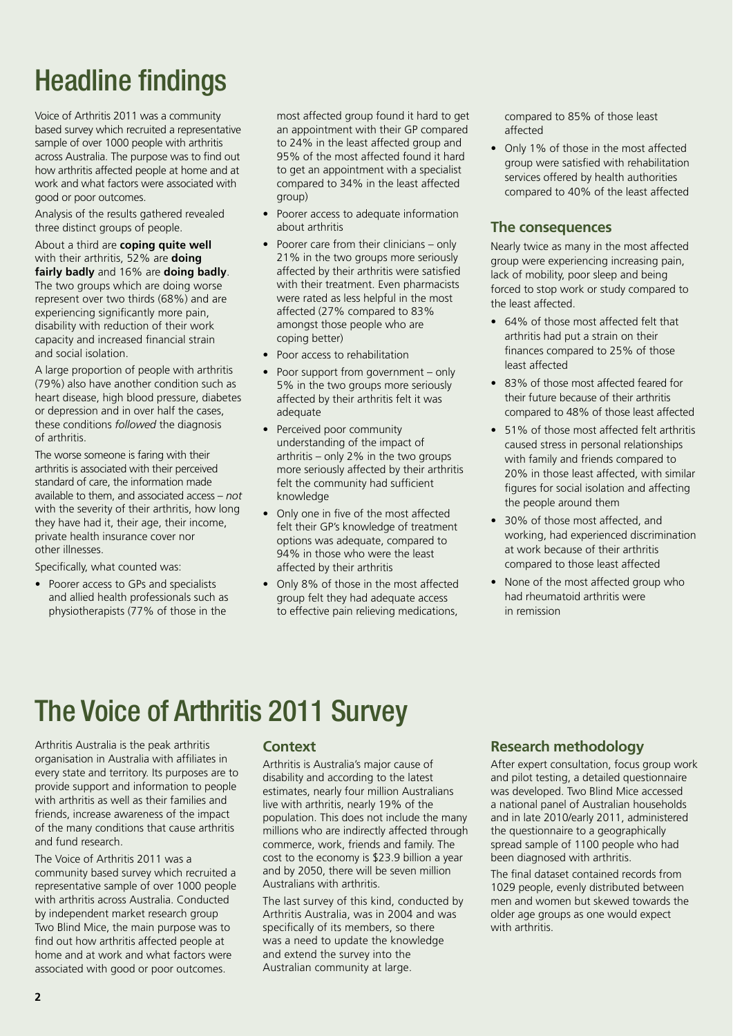# Headline findings

Voice of Arthritis 2011 was a community based survey which recruited a representative sample of over 1000 people with arthritis across Australia. The purpose was to find out how arthritis affected people at home and at work and what factors were associated with good or poor outcomes.

Analysis of the results gathered revealed three distinct groups of people.

About a third are **coping quite well** with their arthritis, 52% are **doing fairly badly** and 16% are **doing badly**. The two groups which are doing worse represent over two thirds (68%) and are experiencing significantly more pain, disability with reduction of their work capacity and increased financial strain and social isolation.

A large proportion of people with arthritis (79%) also have another condition such as heart disease, high blood pressure, diabetes or depression and in over half the cases, these conditions *followed* the diagnosis of arthritis.

The worse someone is faring with their arthritis is associated with their perceived standard of care, the information made available to them, and associated access – *not* with the severity of their arthritis, how long they have had it, their age, their income, private health insurance cover nor other illnesses.

Specifically, what counted was:

- Poorer access to GPs and specialists and allied health professionals such as physiotherapists (77% of those in the most affected group found it hard to get an appointment with their GP compared to 24% in the least affected group and 95% of the most affected found it hard to get an appointment with a specialist compared to 34% in the least affected group)
- Poorer access to adequate information about arthritis
- Poorer care from their clinicians – only 21% in the two groups more seriously affected by their arthritis were satisfied with their treatment. Even pharmacists were rated as less helpful in the most affected (27% compared to 83% amongst those people who are coping better)
- Poor access to rehabilitation
- Poor support from government – only 5% in the two groups more seriously affected by their arthritis felt it was adequate
- Perceived poor community understanding of the impact of arthritis – only 2% in the two groups more seriously affected by their arthritis felt the community had sufficient knowledge
- Only one in five of the most affected felt their GP's knowledge of treatment options was adequate, compared to 94% in those who were the least affected by their arthritis
- Only 8% of those in the most affected group felt they had adequate access to effective pain relieving medications, compared to 85% of those least affected
- Only 1% of those in the most affected group were satisfied with rehabilitation services offered by health authorities compared to 40% of the least affected

### The consequences

Nearly twice as many in the most affected group were experiencing increasing pain, lack of mobility, poor sleep and being forced to stop work or study compared to the least affected.

- 64% of those most affected felt that arthritis had put a strain on their finances compared to 25% of those least affected
- 83% of those most affected feared for their future because of their arthritis compared to 48% of those least affected
- 51% of those most affected felt arthritis caused stress in personal relationships with family and friends compared to 20% in those least affected, with similar figures for social isolation and affecting the people around them
- 30% of those most affected, and working, had experienced discrimination at work because of their arthritis compared to those least affected
- None of the most affected group who had rheumatoid arthritis were in remission

# The Voice of Arthritis 2011 Survey

Arthritis Australia is the peak arthritis organisation in Australia with affiliates in every state and territory. Its purposes are to provide support and information to people with arthritis as well as their families and friends, increase awareness of the impact of the many conditions that cause arthritis and fund research.

The Voice of Arthritis 2011 was a community based survey which recruited a representative sample of over 1000 people with arthritis across Australia. Conducted by independent market research group Two Blind Mice, the main purpose was to find out how arthritis affected people at home and at work and what factors were associated with good or poor outcomes.

### Context

Arthritis is Australia's major cause of disability and according to the latest estimates, nearly four million Australians live with arthritis, nearly 19% of the population. This does not include the many millions who are indirectly affected through commerce, work, friends and family. The cost to the economy is $23.9 billion a year and by 2050, there will be seven million Australians with arthritis.

The last survey of this kind, conducted by Arthritis Australia, was in 2004 and was specifically of its members, so there was a need to update the knowledge and extend the survey into the Australian community at large.

### Research methodology

After expert consultation, focus group work and pilot testing, a detailed questionnaire was developed. Two Blind Mice accessed a national panel of Australian households and in late 2010/early 2011, administered the questionnaire to a geographically spread sample of 1100 people who had been diagnosed with arthritis.

The final dataset contained records from 1029 people, evenly distributed between men and women but skewed towards the older age groups as one would expect with arthritis.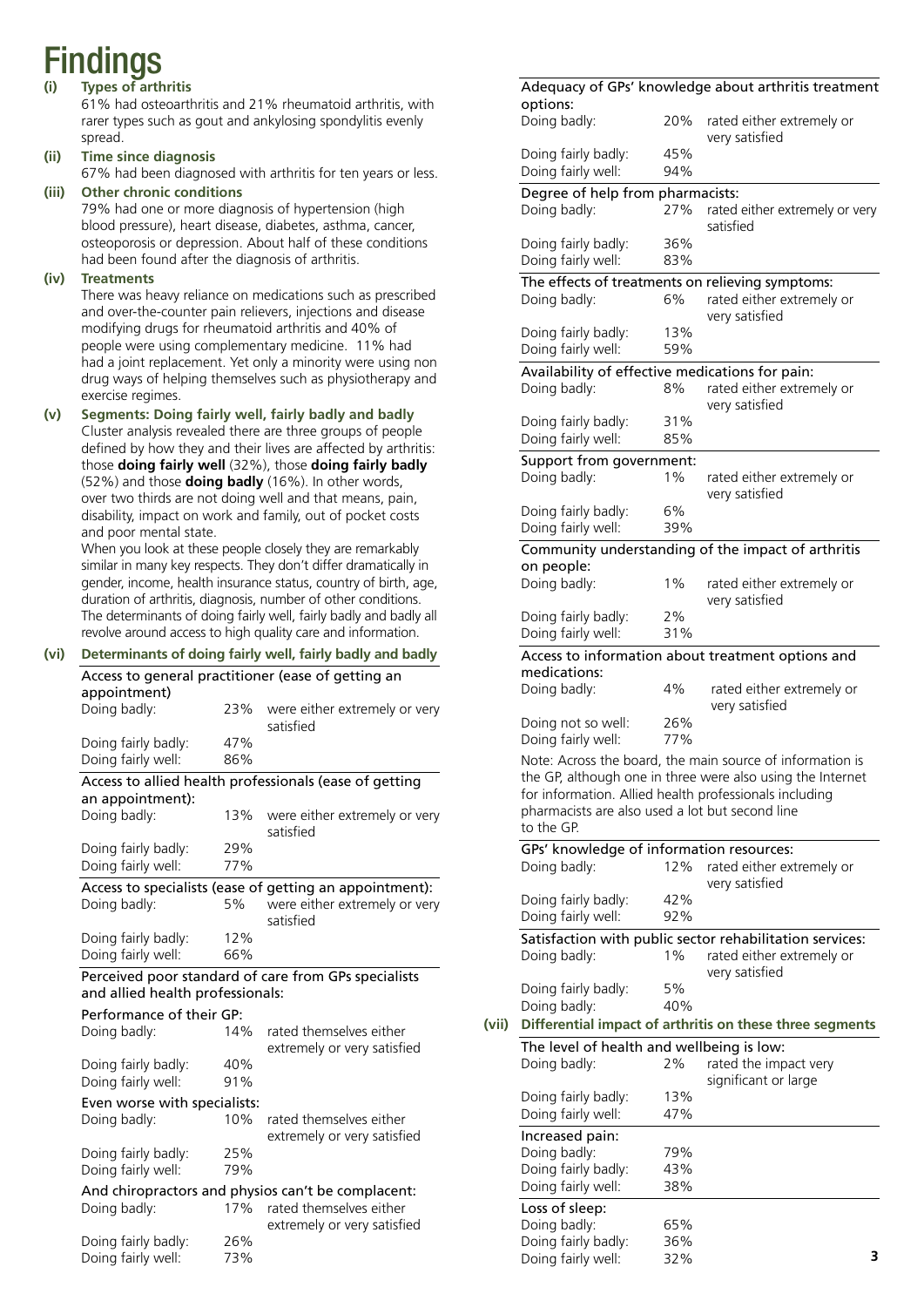# Findings

**(i) Types of arthritis**

61% had osteoarthritis and 21% rheumatoid arthritis, with rarer types such as gout and ankylosing spondylitis evenly spread.

**(ii) Time since diagnosis**

67% had been diagnosed with arthritis for ten years or less.

**(iii) Other chronic conditions**

79% had one or more diagnosis of hypertension (high blood pressure), heart disease, diabetes, asthma, cancer, osteoporosis or depression. About half of these conditions had been found after the diagnosis of arthritis.

**(iv) Treatments**

There was heavy reliance on medications such as prescribed and over-the-counter pain relievers, injections and disease modifying drugs for rheumatoid arthritis and 40% of people were using complementary medicine. 11% had had a joint replacement. Yet only a minority were using non drug ways of helping themselves such as physiotherapy and exercise regimes.

**(v) Segments: Doing fairly well, fairly badly and badly**

Cluster analysis revealed there are three groups of people defined by how they and their lives are affected by arthritis: those **doing fairly well** (32%), those **doing fairly badly** (52%) and those **doing badly** (16%). In other words, over two thirds are not doing well and that means, pain, disability, impact on work and family, out of pocket costs and poor mental state.

When you look at these people closely they are remarkably similar in many key respects. They don't differ dramatically in gender, income, health insurance status, country of birth, age, duration of arthritis, diagnosis, number of other conditions. The determinants of doing fairly well, fairly badly and badly all revolve around access to high quality care and information.

**(vi) Determinants of doing fairly well, fairly badly and badly**

Access to general practitioner (ease of getting an appointment)

| | | |
|---|---|---|
| Doing badly: | 23% | were either extremely or very satisfied |
| Doing fairly badly: | 47% | |
| Doing fairly well: | 86% | |

Access to allied health professionals (ease of getting an appointment):

| | | |
|---|---|---|
| Doing badly: | 13% | were either extremely or very satisfied |
| Doing fairly badly: | 29% | |
| Doing fairly well: | 77% | |

Access to specialists (ease of getting an appointment):

| | | |
|---|---|---|
| Doing badly: | 5% | were either extremely or very satisfied |
| Doing fairly badly: | 12% | |
| Doing fairly well: | 66% | |

Perceived poor standard of care from GPs specialists and allied health professionals:

Performance of their GP:

| | | |
|---|---|---|
| Doing badly: | 14% | rated themselves either extremely or very satisfied |
| Doing fairly badly: | 40% | |
| Doing fairly well: | 91% | |

Even worse with specialists:

| | | |
|---|---|---|
| Doing badly: | 10% | rated themselves either extremely or very satisfied |
| Doing fairly badly: | 25% | |
| Doing fairly well: | 79% | |

And chiropractors and physios can't be complacent:

| | | |
|---|---|---|
| Doing badly: | 17% | rated themselves either extremely or very satisfied |
| Doing fairly badly: | 26% | |
| Doing fairly well: | 73% | |

Adequacy of GPs' knowledge about arthritis treatment options:

| | | |
|---|---|---|
| Doing badly: | 20% | rated either extremely or very satisfied |
| Doing fairly badly: | 45% | |
| Doing fairly well: | 94% | |

Degree of help from pharmacists:

| | | |
|---|---|---|
| Doing badly: | 27% | rated either extremely or very satisfied |
| Doing fairly badly: | 36% | |
| Doing fairly well: | 83% | |

The effects of treatments on relieving symptoms:

| | | |
|---|---|---|
| Doing badly: | 6% | rated either extremely or very satisfied |
| Doing fairly badly: | 13% | |
| Doing fairly well: | 59% | |

Availability of effective medications for pain:

| | | |
|---|---|---|
| Doing badly: | 8% | rated either extremely or very satisfied |
| Doing fairly badly: | 31% | |
| Doing fairly well: | 85% | |

Support from government:

| | | |
|---|---|---|
| Doing badly: | 1% | rated either extremely or very satisfied |
| Doing fairly badly: | 6% | |
| Doing fairly well: | 39% | |

Community understanding of the impact of arthritis on people:

| | | |
|---|---|---|
| Doing badly: | 1% | rated either extremely or very satisfied |
| Doing fairly badly: | 2% | |
| Doing fairly well: | 31% | |

Access to information about treatment options and medications:

| | | |
|---|---|---|
| Doing badly: | 4% | rated either extremely or very satisfied |
| Doing not so well: | 26% | |
| Doing fairly well: | 77% | |

Note: Across the board, the main source of information is the GP, although one in three were also using the Internet for information. Allied health professionals including pharmacists are also used a lot but second line to the GP.

GPs' knowledge of information resources:

| | | |
|---|---|---|
| Doing badly: | 12% | rated either extremely or very satisfied |
| Doing fairly badly: | 42% | |
| Doing fairly well: | 92% | |

Satisfaction with public sector rehabilitation services:

| | | |
|---|---|---|
| Doing badly: | 1% | rated either extremely or very satisfied |
| Doing fairly badly: | 5% | |
| Doing badly: | 40% | |

**(vii) Differential impact of arthritis on these three segments**

The level of health and wellbeing is low:

| | | |
|---|---|---|
| Doing badly: | 2% | rated the impact very significant or large |
| Doing fairly badly: | 13% | |
| Doing fairly well: | 47% | |

Increased pain:

| | |
|---|---|
| Doing badly: | 79% |
| Doing fairly badly: | 43% |
| Doing fairly well: | 38% |

Loss of sleep:

| | |
|---|---|
| Doing badly: | 65% |
| Doing fairly badly: | 36% |
| Doing fairly well: | 32% |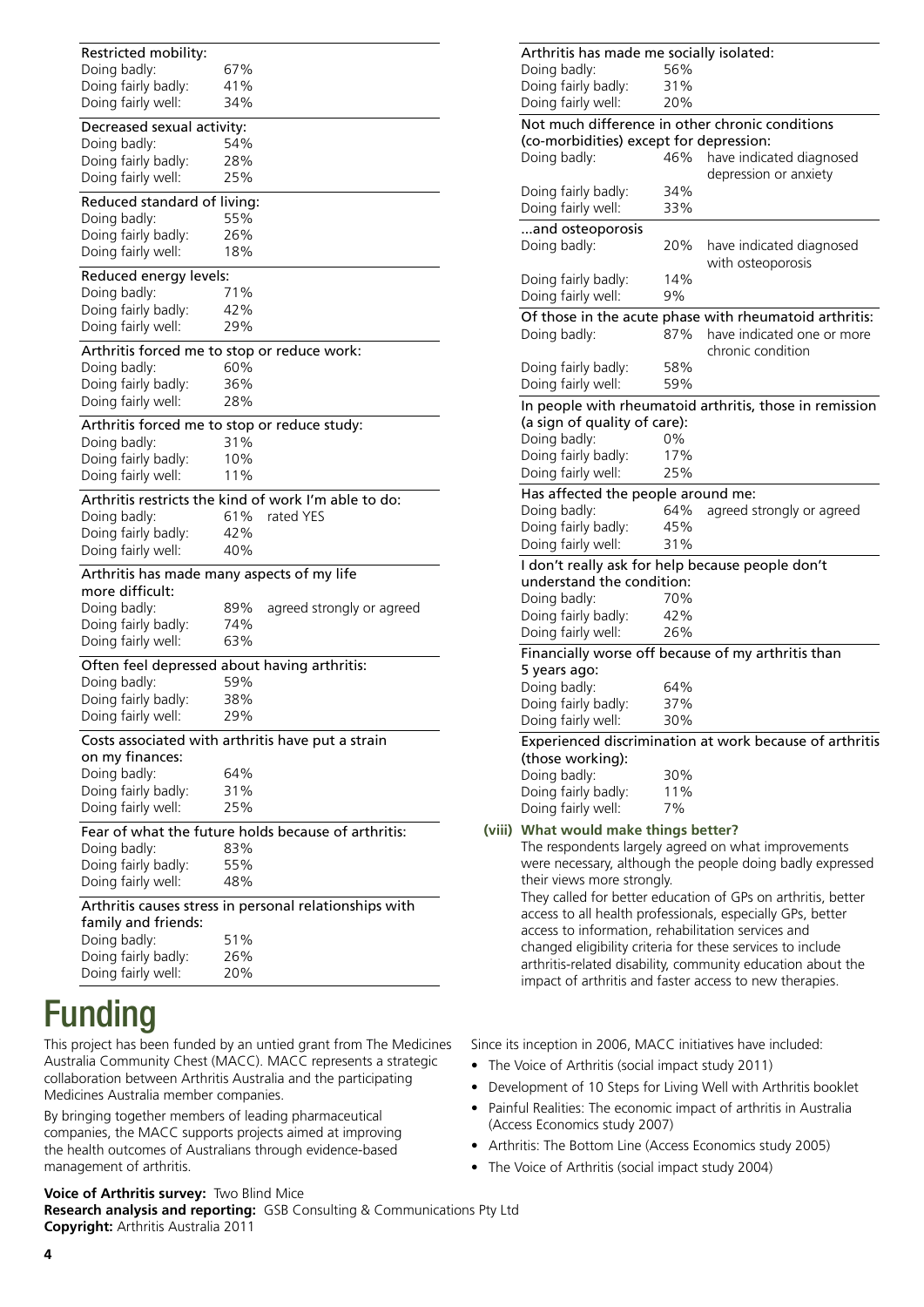**Restricted mobility:**

| | | |
|---|---|---|
| Doing badly: | 67% | |
| Doing fairly badly: | 41% | |
| Doing fairly well: | 34% | |

**Decreased sexual activity:**

| | | |
|---|---|---|
| Doing badly: | 54% | |
| Doing fairly badly: | 28% | |
| Doing fairly well: | 25% | |

**Reduced standard of living:**

| | | |
|---|---|---|
| Doing badly: | 55% | |
| Doing fairly badly: | 26% | |
| Doing fairly well: | 18% | |

**Reduced energy levels:**

| | | |
|---|---|---|
| Doing badly: | 71% | |
| Doing fairly badly: | 42% | |
| Doing fairly well: | 29% | |

**Arthritis forced me to stop or reduce work:**

| | | |
|---|---|---|
| Doing badly: | 60% | |
| Doing fairly badly: | 36% | |
| Doing fairly well: | 28% | |

**Arthritis forced me to stop or reduce study:**

| | | |
|---|---|---|
| Doing badly: | 31% | |
| Doing fairly badly: | 10% | |
| Doing fairly well: | 11% | |

**Arthritis restricts the kind of work I'm able to do:**

| | | |
|---|---|---|
| Doing badly: | 61% | rated YES |
| Doing fairly badly: | 42% | |
| Doing fairly well: | 40% | |

**Arthritis has made many aspects of my life more difficult:**

| | | |
|---|---|---|
| Doing badly: | 89% | agreed strongly or agreed |
| Doing fairly badly: | 74% | |
| Doing fairly well: | 63% | |

**Often feel depressed about having arthritis:**

| | | |
|---|---|---|
| Doing badly: | 59% | |
| Doing fairly badly: | 38% | |
| Doing fairly well: | 29% | |

**Costs associated with arthritis have put a strain on my finances:**

| | | |
|---|---|---|
| Doing badly: | 64% | |
| Doing fairly badly: | 31% | |
| Doing fairly well: | 25% | |

**Fear of what the future holds because of arthritis:**

| | | |
|---|---|---|
| Doing badly: | 83% | |
| Doing fairly badly: | 55% | |
| Doing fairly well: | 48% | |

**Arthritis causes stress in personal relationships with family and friends:**

| | | |
|---|---|---|
| Doing badly: | 51% | |
| Doing fairly badly: | 26% | |
| Doing fairly well: | 20% | |

**Arthritis has made me socially isolated:**

| | | |
|---|---|---|
| Doing badly: | 56% | |
| Doing fairly badly: | 31% | |
| Doing fairly well: | 20% | |

**Not much difference in other chronic conditions (co-morbidities) except for depression:**

| | | |
|---|---|---|
| Doing badly: | 46% | have indicated diagnosed depression or anxiety |
| Doing fairly badly: | 34% | |
| Doing fairly well: | 33% | |

**...and osteoporosis**

| | | |
|---|---|---|
| Doing badly: | 20% | have indicated diagnosed with osteoporosis |
| Doing fairly badly: | 14% | |
| Doing fairly well: | 9% | |

**Of those in the acute phase with rheumatoid arthritis:**

| | | |
|---|---|---|
| Doing badly: | 87% | have indicated one or more chronic condition |
| Doing fairly badly: | 58% | |
| Doing fairly well: | 59% | |

**In people with rheumatoid arthritis, those in remission (a sign of quality of care):**

| | | |
|---|---|---|
| Doing badly: | 0% | |
| Doing fairly badly: | 17% | |
| Doing fairly well: | 25% | |

**Has affected the people around me:**

| | | |
|---|---|---|
| Doing badly: | 64% | agreed strongly or agreed |
| Doing fairly badly: | 45% | |
| Doing fairly well: | 31% | |

**I don't really ask for help because people don't understand the condition:**

| | | |
|---|---|---|
| Doing badly: | 70% | |
| Doing fairly badly: | 42% | |
| Doing fairly well: | 26% | |

**Financially worse off because of my arthritis than 5 years ago:**

| | | |
|---|---|---|
| Doing badly: | 64% | |
| Doing fairly badly: | 37% | |
| Doing fairly well: | 30% | |

**Experienced discrimination at work because of arthritis (those working):**

| | | |
|---|---|---|
| Doing badly: | 30% | |
| Doing fairly badly: | 11% | |
| Doing fairly well: | 7% | |

### (viii) What would make things better?

The respondents largely agreed on what improvements were necessary, although the people doing badly expressed their views more strongly.

They called for better education of GPs on arthritis, better access to all health professionals, especially GPs, better access to information, rehabilitation services and changed eligibility criteria for these services to include arthritis-related disability, community education about the impact of arthritis and faster access to new therapies.

# Funding

This project has been funded by an untied grant from The Medicines Australia Community Chest (MACC). MACC represents a strategic collaboration between Arthritis Australia and the participating Medicines Australia member companies.

By bringing together members of leading pharmaceutical companies, the MACC supports projects aimed at improving the health outcomes of Australians through evidence-based management of arthritis.

Since its inception in 2006, MACC initiatives have included:

- The Voice of Arthritis (social impact study 2011)
- Development of 10 Steps for Living Well with Arthritis booklet
- Painful Realities: The economic impact of arthritis in Australia (Access Economics study 2007)
- Arthritis: The Bottom Line (Access Economics study 2005)
- The Voice of Arthritis (social impact study 2004)

**Voice of Arthritis survey:** Two Blind Mice
**Research analysis and reporting:** GSB Consulting & Communications Pty Ltd
**Copyright:** Arthritis Australia 2011